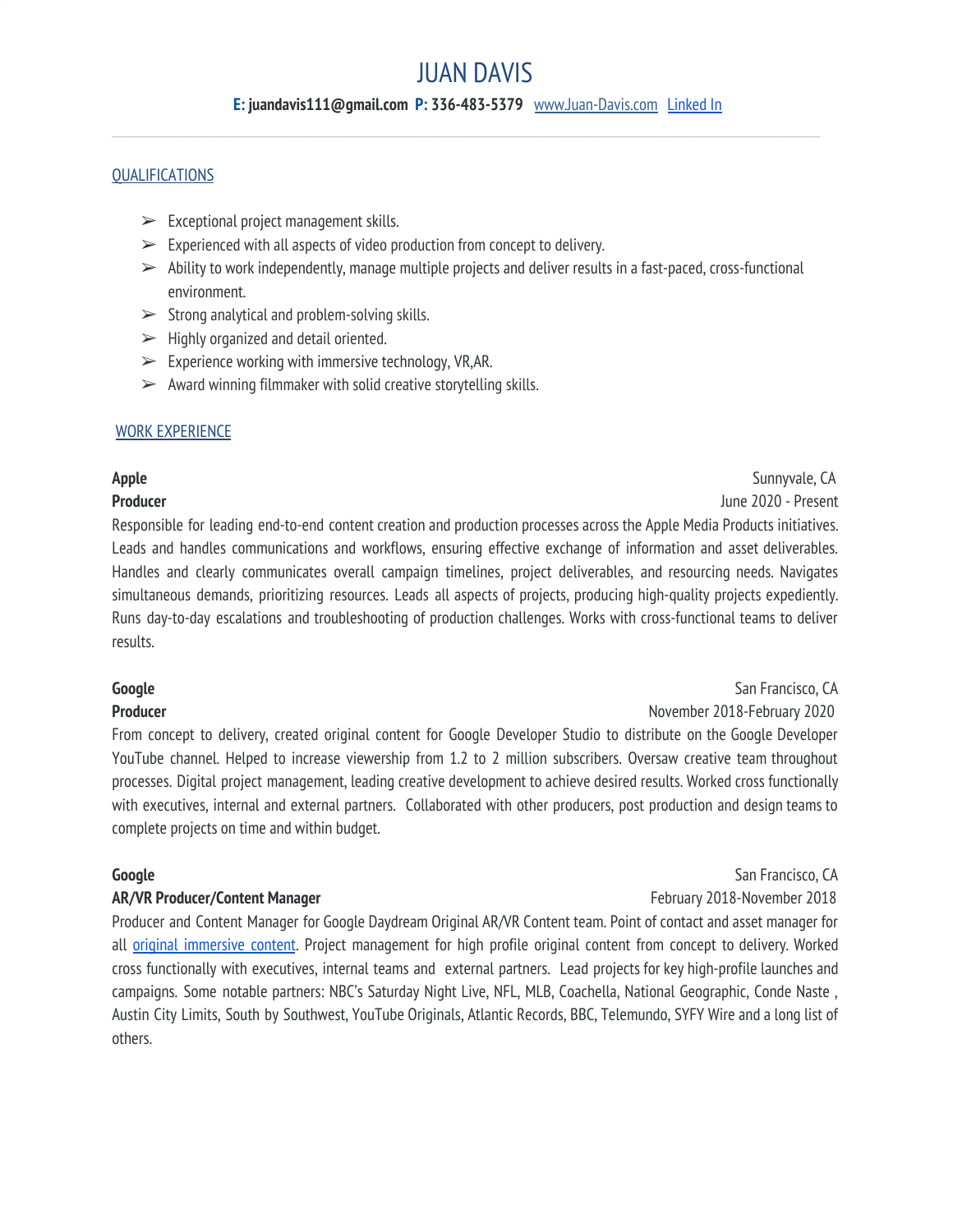# JUAN DAVIS

**E: juandavis111@gmail.com** **P: 336-483-5379** [www.Juan-Davis.com](www.Juan-Davis.com) [Linked In]()

---

## QUALIFICATIONS

- Exceptional project management skills.
- Experienced with all aspects of video production from concept to delivery.
- Ability to work independently, manage multiple projects and deliver results in a fast-paced, cross-functional environment.
- Strong analytical and problem-solving skills.
- Highly organized and detail oriented.
- Experience working with immersive technology, VR,AR.
- Award winning filmmaker with solid creative storytelling skills.

## WORK EXPERIENCE

**Apple** — Sunnyvale, CA
**Producer** — June 2020 - Present

Responsible for leading end-to-end content creation and production processes across the Apple Media Products initiatives. Leads and handles communications and workflows, ensuring effective exchange of information and asset deliverables. Handles and clearly communicates overall campaign timelines, project deliverables, and resourcing needs. Navigates simultaneous demands, prioritizing resources. Leads all aspects of projects, producing high-quality projects expediently. Runs day-to-day escalations and troubleshooting of production challenges. Works with cross-functional teams to deliver results.

**Google** — San Francisco, CA
**Producer** — November 2018-February 2020

From concept to delivery, created original content for Google Developer Studio to distribute on the Google Developer YouTube channel. Helped to increase viewership from 1.2 to 2 million subscribers. Oversaw creative team throughout processes. Digital project management, leading creative development to achieve desired results. Worked cross functionally with executives, internal and external partners. Collaborated with other producers, post production and design teams to complete projects on time and within budget.

**Google** — San Francisco, CA
**AR/VR Producer/Content Manager** — February 2018-November 2018

Producer and Content Manager for Google Daydream Original AR/VR Content team. Point of contact and asset manager for all [original immersive content](). Project management for high profile original content from concept to delivery. Worked cross functionally with executives, internal teams and external partners. Lead projects for key high-profile launches and campaigns. Some notable partners: NBC's Saturday Night Live, NFL, MLB, Coachella, National Geographic, Conde Naste , Austin City Limits, South by Southwest, YouTube Originals, Atlantic Records, BBC, Telemundo, SYFY Wire and a long list of others.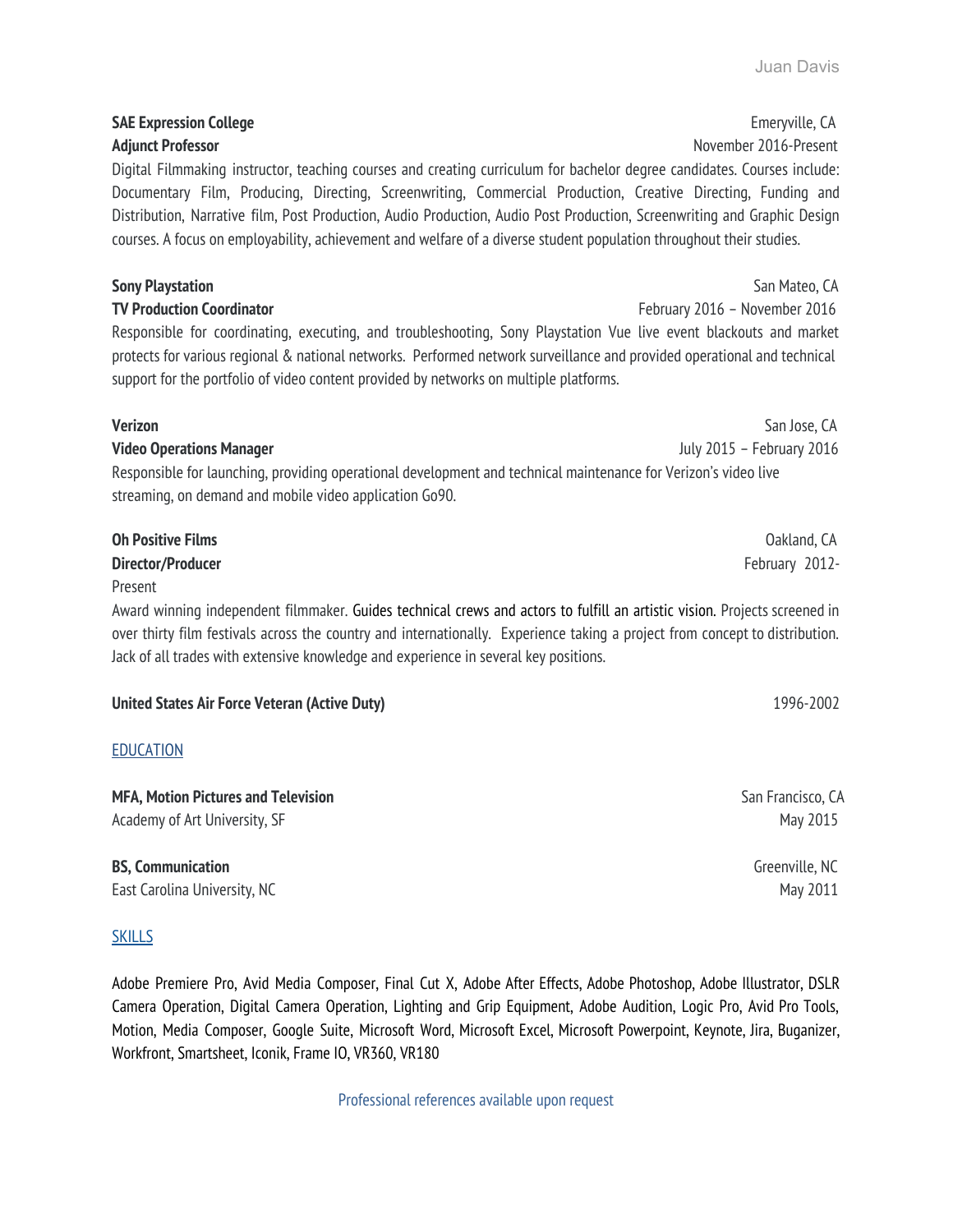**SAE Expression College** Emeryville, CA
**Adjunct Professor** November 2016-Present

Digital Filmmaking instructor, teaching courses and creating curriculum for bachelor degree candidates. Courses include: Documentary Film, Producing, Directing, Screenwriting, Commercial Production, Creative Directing, Funding and Distribution, Narrative film, Post Production, Audio Production, Audio Post Production, Screenwriting and Graphic Design courses. A focus on employability, achievement and welfare of a diverse student population throughout their studies.

**Sony Playstation** San Mateo, CA
**TV Production Coordinator** February 2016 – November 2016

Responsible for coordinating, executing, and troubleshooting, Sony Playstation Vue live event blackouts and market protects for various regional & national networks. Performed network surveillance and provided operational and technical support for the portfolio of video content provided by networks on multiple platforms.

**Verizon** San Jose, CA
**Video Operations Manager** July 2015 – February 2016

Responsible for launching, providing operational development and technical maintenance for Verizon's video live streaming, on demand and mobile video application Go90.

**Oh Positive Films** Oakland, CA
**Director/Producer** February 2012-Present

Award winning independent filmmaker. Guides technical crews and actors to fulfill an artistic vision. Projects screened in over thirty film festivals across the country and internationally. Experience taking a project from concept to distribution. Jack of all trades with extensive knowledge and experience in several key positions.

**United States Air Force Veteran (Active Duty)** 1996-2002

## EDUCATION

**MFA, Motion Pictures and Television** San Francisco, CA
Academy of Art University, SF May 2015

**BS, Communication** Greenville, NC
East Carolina University, NC May 2011

## SKILLS

Adobe Premiere Pro, Avid Media Composer, Final Cut X, Adobe After Effects, Adobe Photoshop, Adobe Illustrator, DSLR Camera Operation, Digital Camera Operation, Lighting and Grip Equipment, Adobe Audition, Logic Pro, Avid Pro Tools, Motion, Media Composer, Google Suite, Microsoft Word, Microsoft Excel, Microsoft Powerpoint, Keynote, Jira, Buganizer, Workfront, Smartsheet, Iconik, Frame IO, VR360, VR180

Professional references available upon request